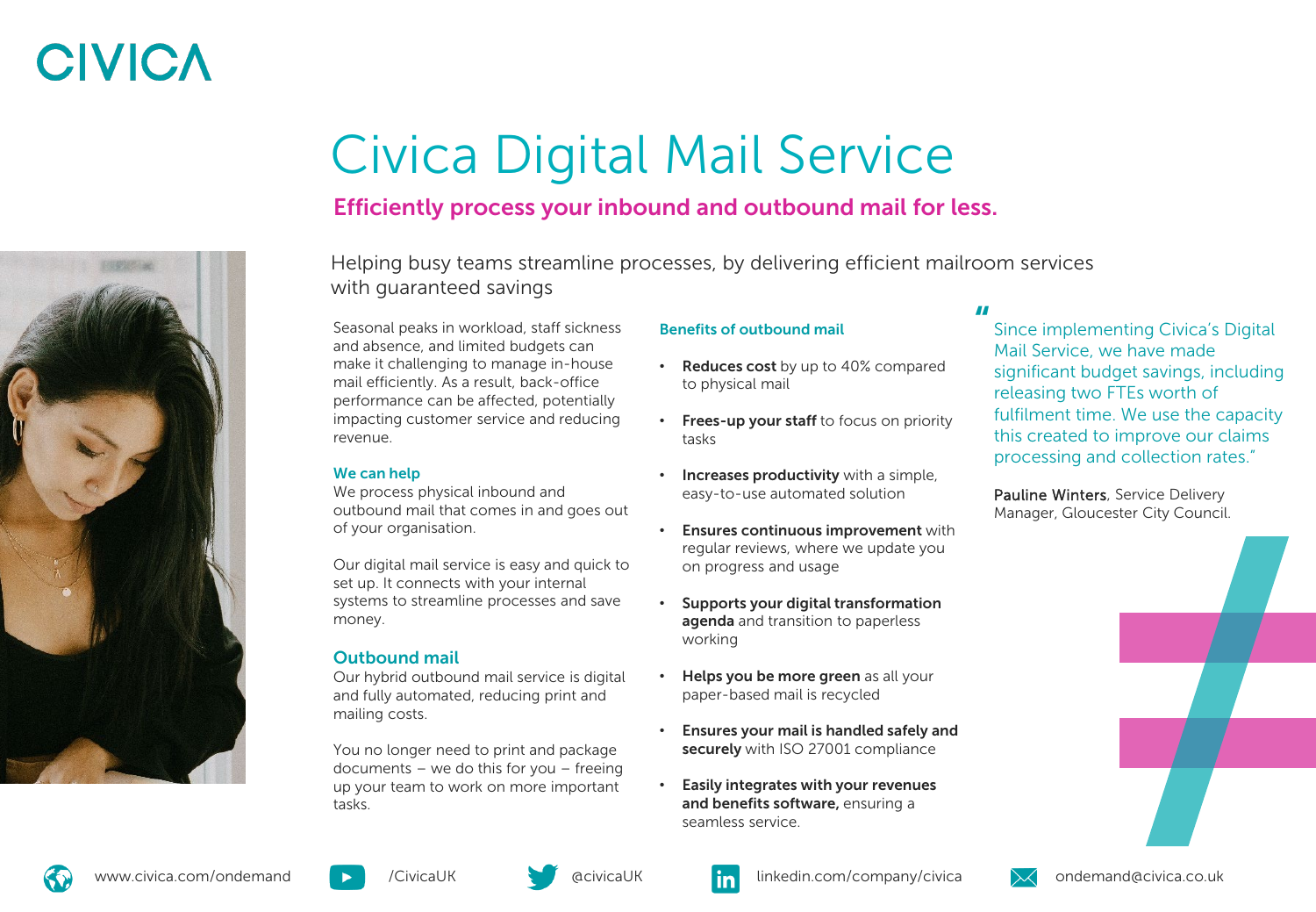# CIVICA

# Civica Digital Mail Service

## Efficiently process your inbound and outbound mail for less.

Helping busy teams streamline processes, by delivering efficient mailroom services with guaranteed savings

Seasonal peaks in workload, staff sickness and absence, and limited budgets can make it challenging to manage in-house mail efficiently. As a result, back-office performance can be affected, potentially impacting customer service and reducing revenue.

### We can help

We process physical inbound and outbound mail that comes in and goes out of your organisation.

Our digital mail service is easy and quick to set up. It connects with your internal systems to streamline processes and save money.

### Outbound mail

Our hybrid outbound mail service is digital and fully automated, reducing print and mailing costs.

You no longer need to print and package documents – we do this for you – freeing up your team to work on more important tasks.

### Benefits of outbound mail

- **Reduces cost** by up to 40% compared to physical mail
- **Frees-up your staff** to focus on priority tasks
- **Increases productivity** with a simple, easy-to-use automated solution
- **Ensures continuous improvement** with regular reviews, where we update you on progress and usage
- **Supports your digital transformation agenda** and transition to paperless working
- **Helps you be more green** as all your paper-based mail is recycled
- **Ensures your mail is handled safely and securely** with ISO 27001 compliance
- **Easily integrates with your revenues and benefits software,** ensuring a seamless service.

> "Since implementing Civica's Digital Mail Service, we have made significant budget savings, including releasing two FTEs worth of fulfilment time. We use the capacity this created to improve our claims processing and collection rates."

**Pauline Winters**, Service Delivery Manager, Gloucester City Council.

www.civica.com/ondemand | /CivicaUK | @civicaUK | linkedin.com/company/civica | ondemand@civica.co.uk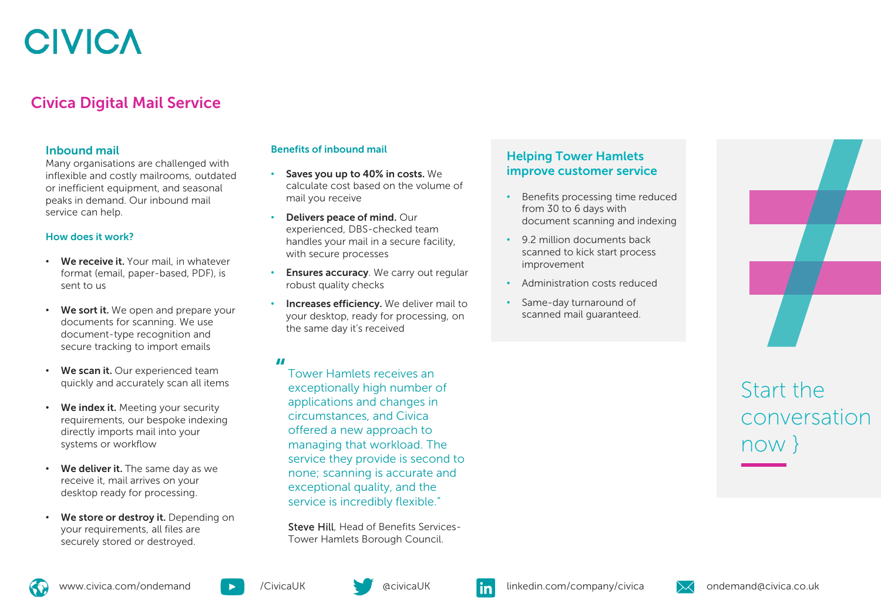# CIVICA

## Civica Digital Mail Service

### Inbound mail

Many organisations are challenged with inflexible and costly mailrooms, outdated or inefficient equipment, and seasonal peaks in demand. Our inbound mail service can help.

#### How does it work?

- **We receive it.** Your mail, in whatever format (email, paper-based, PDF), is sent to us
- **We sort it.** We open and prepare your documents for scanning. We use document-type recognition and secure tracking to import emails
- **We scan it.** Our experienced team quickly and accurately scan all items
- **We index it.** Meeting your security requirements, our bespoke indexing directly imports mail into your systems or workflow
- **We deliver it.** The same day as we receive it, mail arrives on your desktop ready for processing.
- **We store or destroy it.** Depending on your requirements, all files are securely stored or destroyed.

#### Benefits of inbound mail

- **Saves you up to 40% in costs.** We calculate cost based on the volume of mail you receive
- **Delivers peace of mind.** Our experienced, DBS-checked team handles your mail in a secure facility, with secure processes
- **Ensures accuracy**. We carry out regular robust quality checks
- **Increases efficiency.** We deliver mail to your desktop, ready for processing, on the same day it's received

> "Tower Hamlets receives an exceptionally high number of applications and changes in circumstances, and Civica offered a new approach to managing that workload. The service they provide is second to none; scanning is accurate and exceptional quality, and the service is incredibly flexible."

**Steve Hill**, Head of Benefits Services- Tower Hamlets Borough Council.

### Helping Tower Hamlets improve customer service

- Benefits processing time reduced from 30 to 6 days with document scanning and indexing
- 9.2 million documents back scanned to kick start process improvement
- Administration costs reduced
- Same-day turnaround of scanned mail guaranteed.

Start the conversation now }

www.civica.com/ondemand | /CivicaUK | @civicaUK | linkedin.com/company/civica | ondemand@civica.co.uk